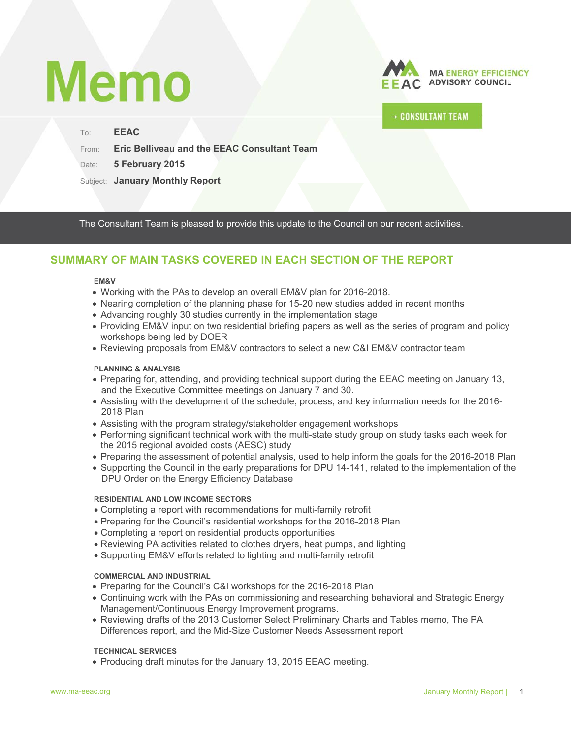# Memo

MA ENERGY EFFICIENCY ADVISORY COUNCIL

→ CONSULTANT TEAM

To: **EEAC**

From: **Eric Belliveau and the EEAC Consultant Team**

Date: **5 February 2015**

Subject: **January Monthly Report**

The Consultant Team is pleased to provide this update to the Council on our recent activities.

## SUMMARY OF MAIN TASKS COVERED IN EACH SECTION OF THE REPORT

**EM&V**

- Working with the PAs to develop an overall EM&V plan for 2016-2018.
- Nearing completion of the planning phase for 15-20 new studies added in recent months
- Advancing roughly 30 studies currently in the implementation stage
- Providing EM&V input on two residential briefing papers as well as the series of program and policy workshops being led by DOER
- Reviewing proposals from EM&V contractors to select a new C&I EM&V contractor team

**PLANNING & ANALYSIS**

- Preparing for, attending, and providing technical support during the EEAC meeting on January 13, and the Executive Committee meetings on January 7 and 30.
- Assisting with the development of the schedule, process, and key information needs for the 2016-2018 Plan
- Assisting with the program strategy/stakeholder engagement workshops
- Performing significant technical work with the multi-state study group on study tasks each week for the 2015 regional avoided costs (AESC) study
- Preparing the assessment of potential analysis, used to help inform the goals for the 2016-2018 Plan
- Supporting the Council in the early preparations for DPU 14-141, related to the implementation of the DPU Order on the Energy Efficiency Database

**RESIDENTIAL AND LOW INCOME SECTORS**

- Completing a report with recommendations for multi-family retrofit
- Preparing for the Council's residential workshops for the 2016-2018 Plan
- Completing a report on residential products opportunities
- Reviewing PA activities related to clothes dryers, heat pumps, and lighting
- Supporting EM&V efforts related to lighting and multi-family retrofit

**COMMERCIAL AND INDUSTRIAL**

- Preparing for the Council's C&I workshops for the 2016-2018 Plan
- Continuing work with the PAs on commissioning and researching behavioral and Strategic Energy Management/Continuous Energy Improvement programs.
- Reviewing drafts of the 2013 Customer Select Preliminary Charts and Tables memo, The PA Differences report, and the Mid-Size Customer Needs Assessment report

**TECHNICAL SERVICES**

- Producing draft minutes for the January 13, 2015 EEAC meeting.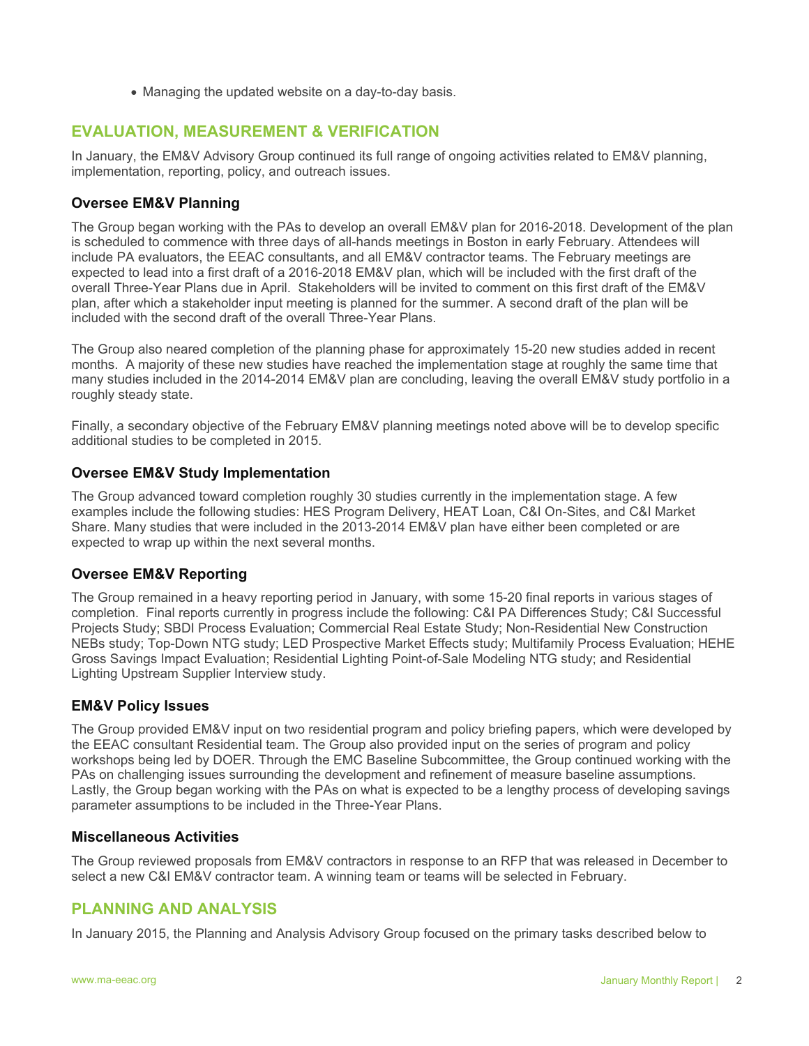- Managing the updated website on a day-to-day basis.

## EVALUATION, MEASUREMENT & VERIFICATION

In January, the EM&V Advisory Group continued its full range of ongoing activities related to EM&V planning, implementation, reporting, policy, and outreach issues.

### Oversee EM&V Planning

The Group began working with the PAs to develop an overall EM&V plan for 2016-2018. Development of the plan is scheduled to commence with three days of all-hands meetings in Boston in early February. Attendees will include PA evaluators, the EEAC consultants, and all EM&V contractor teams. The February meetings are expected to lead into a first draft of a 2016-2018 EM&V plan, which will be included with the first draft of the overall Three-Year Plans due in April. Stakeholders will be invited to comment on this first draft of the EM&V plan, after which a stakeholder input meeting is planned for the summer. A second draft of the plan will be included with the second draft of the overall Three-Year Plans.

The Group also neared completion of the planning phase for approximately 15-20 new studies added in recent months. A majority of these new studies have reached the implementation stage at roughly the same time that many studies included in the 2014-2014 EM&V plan are concluding, leaving the overall EM&V study portfolio in a roughly steady state.

Finally, a secondary objective of the February EM&V planning meetings noted above will be to develop specific additional studies to be completed in 2015.

### Oversee EM&V Study Implementation

The Group advanced toward completion roughly 30 studies currently in the implementation stage. A few examples include the following studies: HES Program Delivery, HEAT Loan, C&I On-Sites, and C&I Market Share. Many studies that were included in the 2013-2014 EM&V plan have either been completed or are expected to wrap up within the next several months.

### Oversee EM&V Reporting

The Group remained in a heavy reporting period in January, with some 15-20 final reports in various stages of completion. Final reports currently in progress include the following: C&I PA Differences Study; C&I Successful Projects Study; SBDI Process Evaluation; Commercial Real Estate Study; Non-Residential New Construction NEBs study; Top-Down NTG study; LED Prospective Market Effects study; Multifamily Process Evaluation; HEHE Gross Savings Impact Evaluation; Residential Lighting Point-of-Sale Modeling NTG study; and Residential Lighting Upstream Supplier Interview study.

### EM&V Policy Issues

The Group provided EM&V input on two residential program and policy briefing papers, which were developed by the EEAC consultant Residential team. The Group also provided input on the series of program and policy workshops being led by DOER. Through the EMC Baseline Subcommittee, the Group continued working with the PAs on challenging issues surrounding the development and refinement of measure baseline assumptions. Lastly, the Group began working with the PAs on what is expected to be a lengthy process of developing savings parameter assumptions to be included in the Three-Year Plans.

### Miscellaneous Activities

The Group reviewed proposals from EM&V contractors in response to an RFP that was released in December to select a new C&I EM&V contractor team. A winning team or teams will be selected in February.

## PLANNING AND ANALYSIS

In January 2015, the Planning and Analysis Advisory Group focused on the primary tasks described below to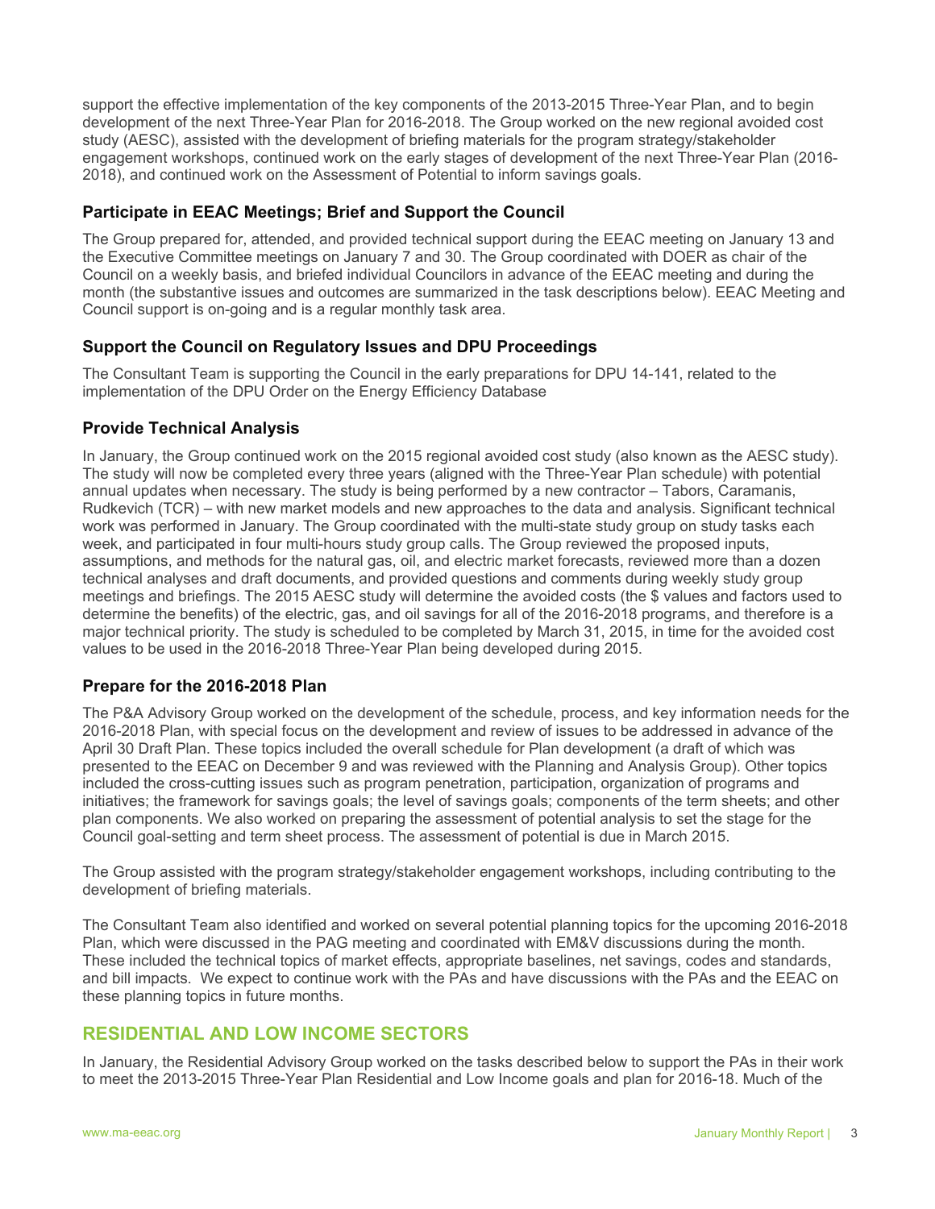support the effective implementation of the key components of the 2013-2015 Three-Year Plan, and to begin development of the next Three-Year Plan for 2016-2018. The Group worked on the new regional avoided cost study (AESC), assisted with the development of briefing materials for the program strategy/stakeholder engagement workshops, continued work on the early stages of development of the next Three-Year Plan (2016-2018), and continued work on the Assessment of Potential to inform savings goals.

### Participate in EEAC Meetings; Brief and Support the Council

The Group prepared for, attended, and provided technical support during the EEAC meeting on January 13 and the Executive Committee meetings on January 7 and 30. The Group coordinated with DOER as chair of the Council on a weekly basis, and briefed individual Councilors in advance of the EEAC meeting and during the month (the substantive issues and outcomes are summarized in the task descriptions below). EEAC Meeting and Council support is on-going and is a regular monthly task area.

### Support the Council on Regulatory Issues and DPU Proceedings

The Consultant Team is supporting the Council in the early preparations for DPU 14-141, related to the implementation of the DPU Order on the Energy Efficiency Database

### Provide Technical Analysis

In January, the Group continued work on the 2015 regional avoided cost study (also known as the AESC study). The study will now be completed every three years (aligned with the Three-Year Plan schedule) with potential annual updates when necessary. The study is being performed by a new contractor – Tabors, Caramanis, Rudkevich (TCR) – with new market models and new approaches to the data and analysis. Significant technical work was performed in January. The Group coordinated with the multi-state study group on study tasks each week, and participated in four multi-hours study group calls. The Group reviewed the proposed inputs, assumptions, and methods for the natural gas, oil, and electric market forecasts, reviewed more than a dozen technical analyses and draft documents, and provided questions and comments during weekly study group meetings and briefings. The 2015 AESC study will determine the avoided costs (the $ values and factors used to determine the benefits) of the electric, gas, and oil savings for all of the 2016-2018 programs, and therefore is a major technical priority. The study is scheduled to be completed by March 31, 2015, in time for the avoided cost values to be used in the 2016-2018 Three-Year Plan being developed during 2015.

### Prepare for the 2016-2018 Plan

The P&A Advisory Group worked on the development of the schedule, process, and key information needs for the 2016-2018 Plan, with special focus on the development and review of issues to be addressed in advance of the April 30 Draft Plan. These topics included the overall schedule for Plan development (a draft of which was presented to the EEAC on December 9 and was reviewed with the Planning and Analysis Group). Other topics included the cross-cutting issues such as program penetration, participation, organization of programs and initiatives; the framework for savings goals; the level of savings goals; components of the term sheets; and other plan components. We also worked on preparing the assessment of potential analysis to set the stage for the Council goal-setting and term sheet process. The assessment of potential is due in March 2015.

The Group assisted with the program strategy/stakeholder engagement workshops, including contributing to the development of briefing materials.

The Consultant Team also identified and worked on several potential planning topics for the upcoming 2016-2018 Plan, which were discussed in the PAG meeting and coordinated with EM&V discussions during the month. These included the technical topics of market effects, appropriate baselines, net savings, codes and standards, and bill impacts. We expect to continue work with the PAs and have discussions with the PAs and the EEAC on these planning topics in future months.

## RESIDENTIAL AND LOW INCOME SECTORS

In January, the Residential Advisory Group worked on the tasks described below to support the PAs in their work to meet the 2013-2015 Three-Year Plan Residential and Low Income goals and plan for 2016-18. Much of the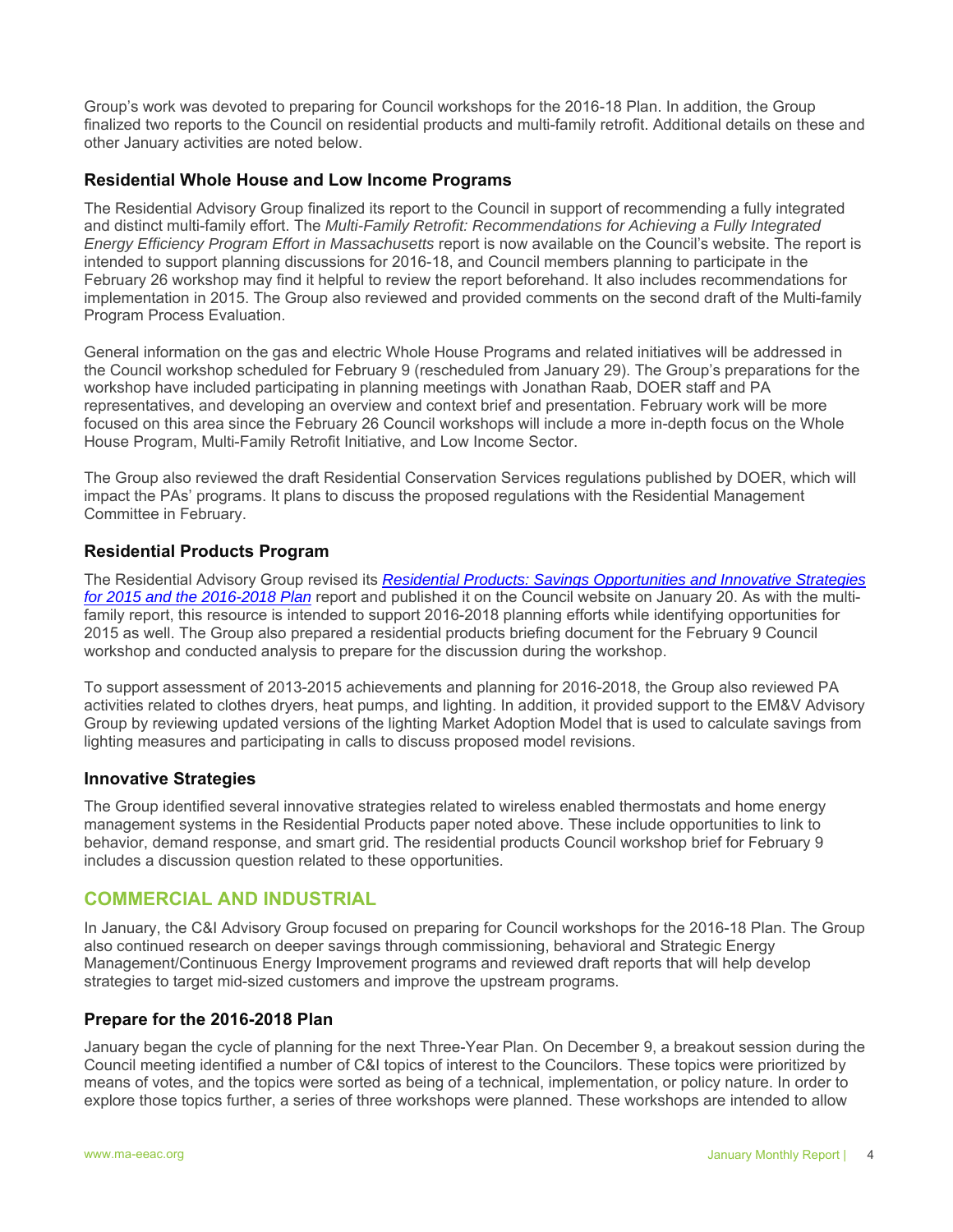Group's work was devoted to preparing for Council workshops for the 2016-18 Plan. In addition, the Group finalized two reports to the Council on residential products and multi-family retrofit. Additional details on these and other January activities are noted below.

### Residential Whole House and Low Income Programs

The Residential Advisory Group finalized its report to the Council in support of recommending a fully integrated and distinct multi-family effort. The *Multi-Family Retrofit: Recommendations for Achieving a Fully Integrated Energy Efficiency Program Effort in Massachusetts* report is now available on the Council's website. The report is intended to support planning discussions for 2016-18, and Council members planning to participate in the February 26 workshop may find it helpful to review the report beforehand. It also includes recommendations for implementation in 2015. The Group also reviewed and provided comments on the second draft of the Multi-family Program Process Evaluation.

General information on the gas and electric Whole House Programs and related initiatives will be addressed in the Council workshop scheduled for February 9 (rescheduled from January 29). The Group's preparations for the workshop have included participating in planning meetings with Jonathan Raab, DOER staff and PA representatives, and developing an overview and context brief and presentation. February work will be more focused on this area since the February 26 Council workshops will include a more in-depth focus on the Whole House Program, Multi-Family Retrofit Initiative, and Low Income Sector.

The Group also reviewed the draft Residential Conservation Services regulations published by DOER, which will impact the PAs' programs. It plans to discuss the proposed regulations with the Residential Management Committee in February.

### Residential Products Program

The Residential Advisory Group revised its ***Residential Products: Savings Opportunities and Innovative Strategies for 2015 and the 2016-2018 Plan*** report and published it on the Council website on January 20. As with the multi-family report, this resource is intended to support 2016-2018 planning efforts while identifying opportunities for 2015 as well. The Group also prepared a residential products briefing document for the February 9 Council workshop and conducted analysis to prepare for the discussion during the workshop.

To support assessment of 2013-2015 achievements and planning for 2016-2018, the Group also reviewed PA activities related to clothes dryers, heat pumps, and lighting. In addition, it provided support to the EM&V Advisory Group by reviewing updated versions of the lighting Market Adoption Model that is used to calculate savings from lighting measures and participating in calls to discuss proposed model revisions.

### Innovative Strategies

The Group identified several innovative strategies related to wireless enabled thermostats and home energy management systems in the Residential Products paper noted above. These include opportunities to link to behavior, demand response, and smart grid. The residential products Council workshop brief for February 9 includes a discussion question related to these opportunities.

## COMMERCIAL AND INDUSTRIAL

In January, the C&I Advisory Group focused on preparing for Council workshops for the 2016-18 Plan. The Group also continued research on deeper savings through commissioning, behavioral and Strategic Energy Management/Continuous Energy Improvement programs and reviewed draft reports that will help develop strategies to target mid-sized customers and improve the upstream programs.

### Prepare for the 2016-2018 Plan

January began the cycle of planning for the next Three-Year Plan. On December 9, a breakout session during the Council meeting identified a number of C&I topics of interest to the Councilors. These topics were prioritized by means of votes, and the topics were sorted as being of a technical, implementation, or policy nature. In order to explore those topics further, a series of three workshops were planned. These workshops are intended to allow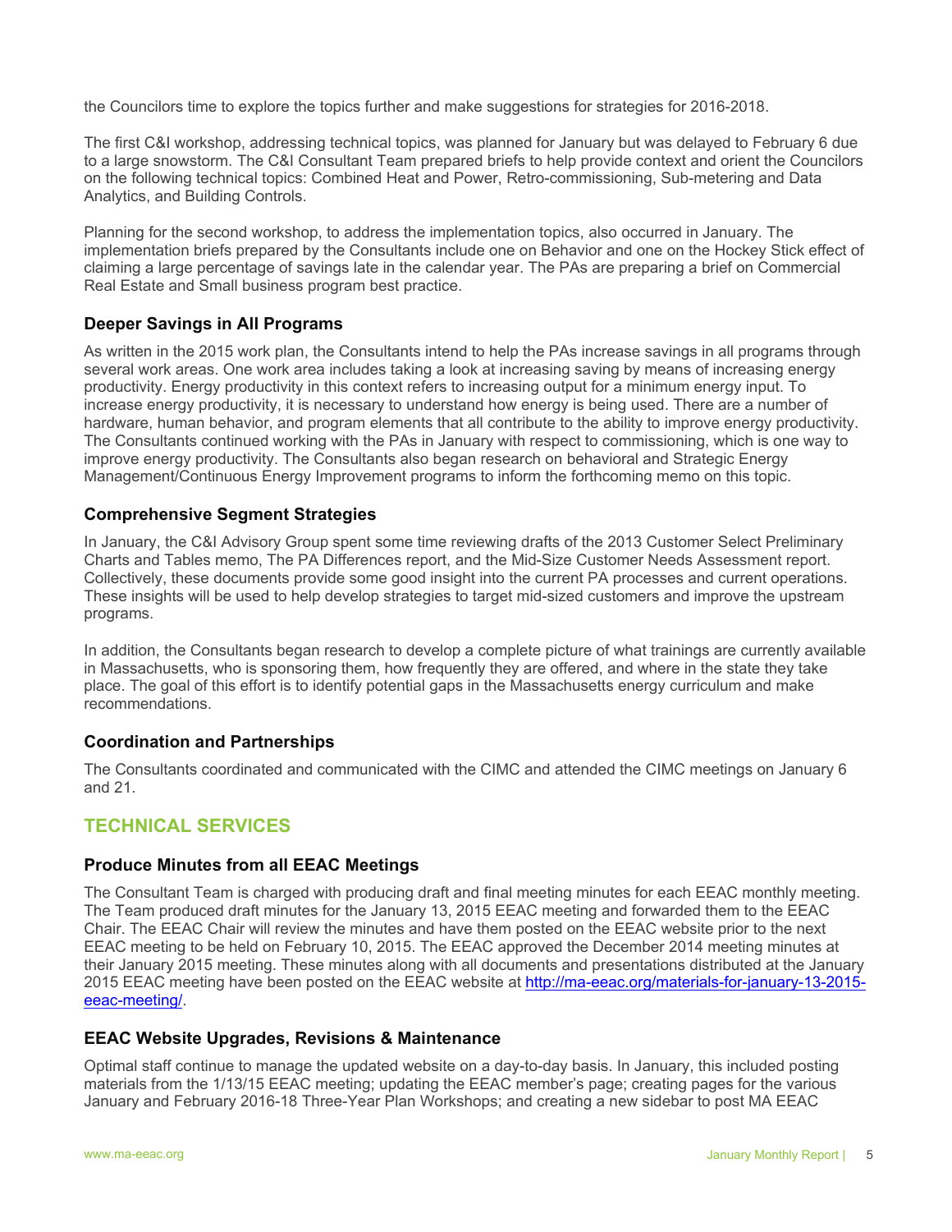the Councilors time to explore the topics further and make suggestions for strategies for 2016-2018.

The first C&I workshop, addressing technical topics, was planned for January but was delayed to February 6 due to a large snowstorm. The C&I Consultant Team prepared briefs to help provide context and orient the Councilors on the following technical topics: Combined Heat and Power, Retro-commissioning, Sub-metering and Data Analytics, and Building Controls.

Planning for the second workshop, to address the implementation topics, also occurred in January. The implementation briefs prepared by the Consultants include one on Behavior and one on the Hockey Stick effect of claiming a large percentage of savings late in the calendar year. The PAs are preparing a brief on Commercial Real Estate and Small business program best practice.

### Deeper Savings in All Programs

As written in the 2015 work plan, the Consultants intend to help the PAs increase savings in all programs through several work areas. One work area includes taking a look at increasing saving by means of increasing energy productivity. Energy productivity in this context refers to increasing output for a minimum energy input. To increase energy productivity, it is necessary to understand how energy is being used. There are a number of hardware, human behavior, and program elements that all contribute to the ability to improve energy productivity. The Consultants continued working with the PAs in January with respect to commissioning, which is one way to improve energy productivity. The Consultants also began research on behavioral and Strategic Energy Management/Continuous Energy Improvement programs to inform the forthcoming memo on this topic.

### Comprehensive Segment Strategies

In January, the C&I Advisory Group spent some time reviewing drafts of the 2013 Customer Select Preliminary Charts and Tables memo, The PA Differences report, and the Mid-Size Customer Needs Assessment report. Collectively, these documents provide some good insight into the current PA processes and current operations. These insights will be used to help develop strategies to target mid-sized customers and improve the upstream programs.

In addition, the Consultants began research to develop a complete picture of what trainings are currently available in Massachusetts, who is sponsoring them, how frequently they are offered, and where in the state they take place. The goal of this effort is to identify potential gaps in the Massachusetts energy curriculum and make recommendations.

### Coordination and Partnerships

The Consultants coordinated and communicated with the CIMC and attended the CIMC meetings on January 6 and 21.

## TECHNICAL SERVICES

### Produce Minutes from all EEAC Meetings

The Consultant Team is charged with producing draft and final meeting minutes for each EEAC monthly meeting. The Team produced draft minutes for the January 13, 2015 EEAC meeting and forwarded them to the EEAC Chair. The EEAC Chair will review the minutes and have them posted on the EEAC website prior to the next EEAC meeting to be held on February 10, 2015. The EEAC approved the December 2014 meeting minutes at their January 2015 meeting. These minutes along with all documents and presentations distributed at the January 2015 EEAC meeting have been posted on the EEAC website at [http://ma-eeac.org/materials-for-january-13-2015-eeac-meeting/](http://ma-eeac.org/materials-for-january-13-2015-eeac-meeting/).

### EEAC Website Upgrades, Revisions & Maintenance

Optimal staff continue to manage the updated website on a day-to-day basis. In January, this included posting materials from the 1/13/15 EEAC meeting; updating the EEAC member's page; creating pages for the various January and February 2016-18 Three-Year Plan Workshops; and creating a new sidebar to post MA EEAC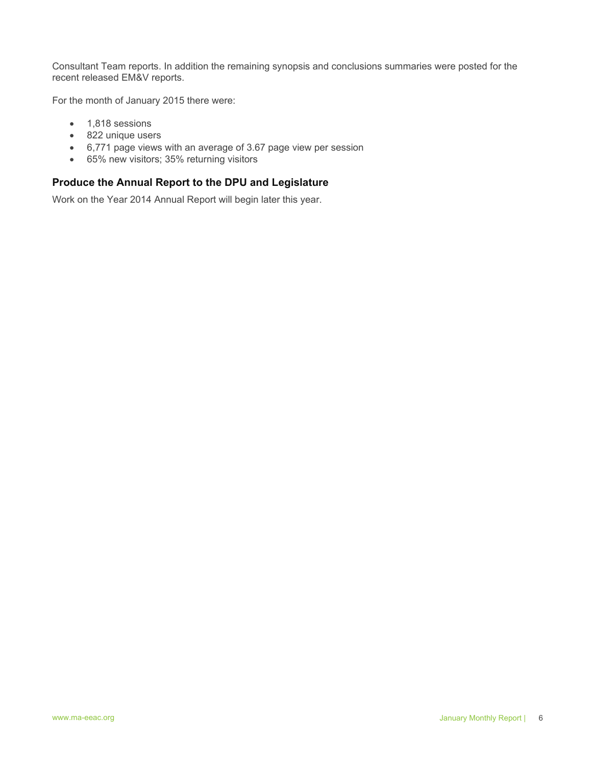Consultant Team reports. In addition the remaining synopsis and conclusions summaries were posted for the recent released EM&V reports.

For the month of January 2015 there were:

- 1,818 sessions
- 822 unique users
- 6,771 page views with an average of 3.67 page view per session
- 65% new visitors; 35% returning visitors

### Produce the Annual Report to the DPU and Legislature

Work on the Year 2014 Annual Report will begin later this year.